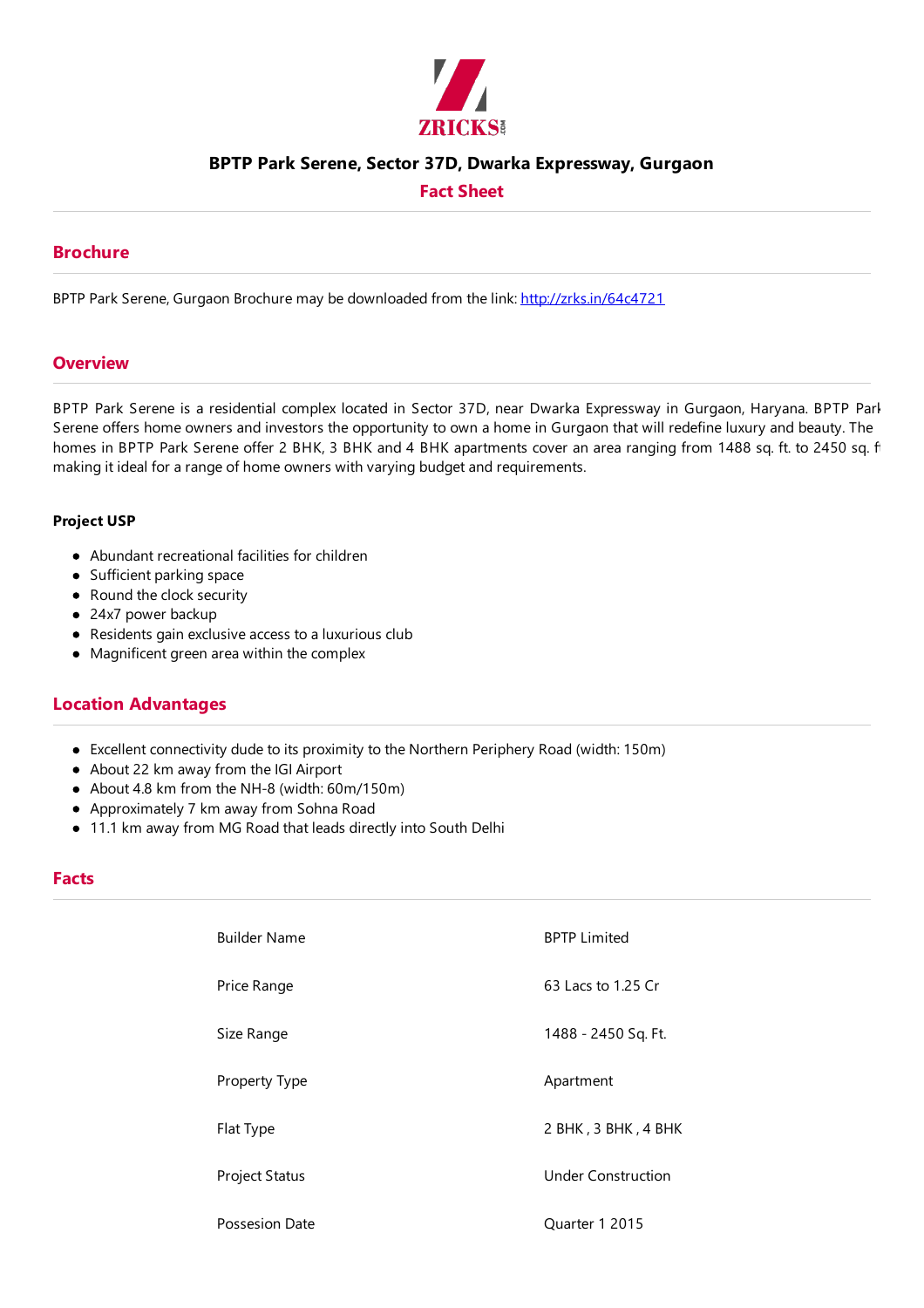ZRICKS

# BPTP Park Serene, Sector 37D, Dwarka Expressway, Gurgaon

## Fact Sheet

## Brochure

BPTP Park Serene, Gurgaon Brochure may be downloaded from the link: [http://zrks.in/64c4721](http://zrks.in/64c4721)

## Overview

BPTP Park Serene is a residential complex located in Sector 37D, near Dwarka Expressway in Gurgaon, Haryana. BPTP Park Serene offers home owners and investors the opportunity to own a home in Gurgaon that will redefine luxury and beauty. The homes in BPTP Park Serene offer 2 BHK, 3 BHK and 4 BHK apartments cover an area ranging from 1488 sq. ft. to 2450 sq. ft making it ideal for a range of home owners with varying budget and requirements.

### Project USP

- Abundant recreational facilities for children
- Sufficient parking space
- Round the clock security
- 24x7 power backup
- Residents gain exclusive access to a luxurious club
- Magnificent green area within the complex

## Location Advantages

- Excellent connectivity dude to its proximity to the Northern Periphery Road (width: 150m)
- About 22 km away from the IGI Airport
- About 4.8 km from the NH-8 (width: 60m/150m)
- Approximately 7 km away from Sohna Road
- 11.1 km away from MG Road that leads directly into South Delhi

## Facts

| | |
|---|---|
| Builder Name | BPTP Limited |
| Price Range | 63 Lacs to 1.25 Cr |
| Size Range | 1488 - 2450 Sq. Ft. |
| Property Type | Apartment |
| Flat Type | 2 BHK , 3 BHK , 4 BHK |
| Project Status | Under Construction |
| Possesion Date | Quarter 1 2015 |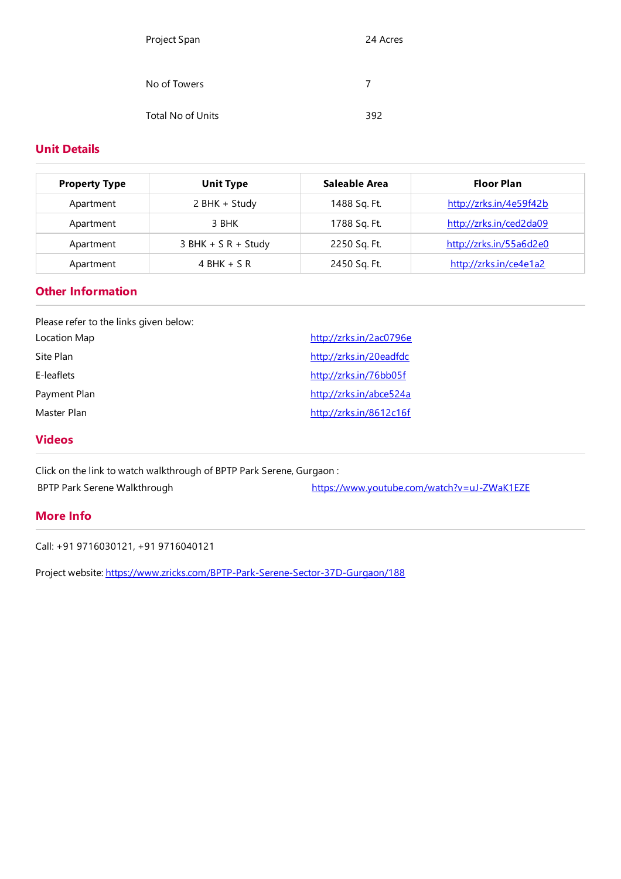| | |
|---|---|
| Project Span | 24 Acres |
| No of Towers | 7 |
| Total No of Units | 392 |

## Unit Details

| Property Type | Unit Type | Saleable Area | Floor Plan |
|---|---|---|---|
| Apartment | 2 BHK + Study | 1488 Sq. Ft. | http://zrks.in/4e59f42b |
| Apartment | 3 BHK | 1788 Sq. Ft. | http://zrks.in/ced2da09 |
| Apartment | 3 BHK + S R + Study | 2250 Sq. Ft. | http://zrks.in/55a6d2e0 |
| Apartment | 4 BHK + S R | 2450 Sq. Ft. | http://zrks.in/ce4e1a2 |

## Other Information

Please refer to the links given below:

| | |
|---|---|
| Location Map | http://zrks.in/2ac0796e |
| Site Plan | http://zrks.in/20eadfdc |
| E-leaflets | http://zrks.in/76bb05f |
| Payment Plan | http://zrks.in/abce524a |
| Master Plan | http://zrks.in/8612c16f |

## Videos

Click on the link to watch walkthrough of BPTP Park Serene, Gurgaon :

BPTP Park Serene Walkthrough https://www.youtube.com/watch?v=uJ-ZWaK1EZE

## More Info

Call: +91 9716030121, +91 9716040121

Project website: https://www.zricks.com/BPTP-Park-Serene-Sector-37D-Gurgaon/188